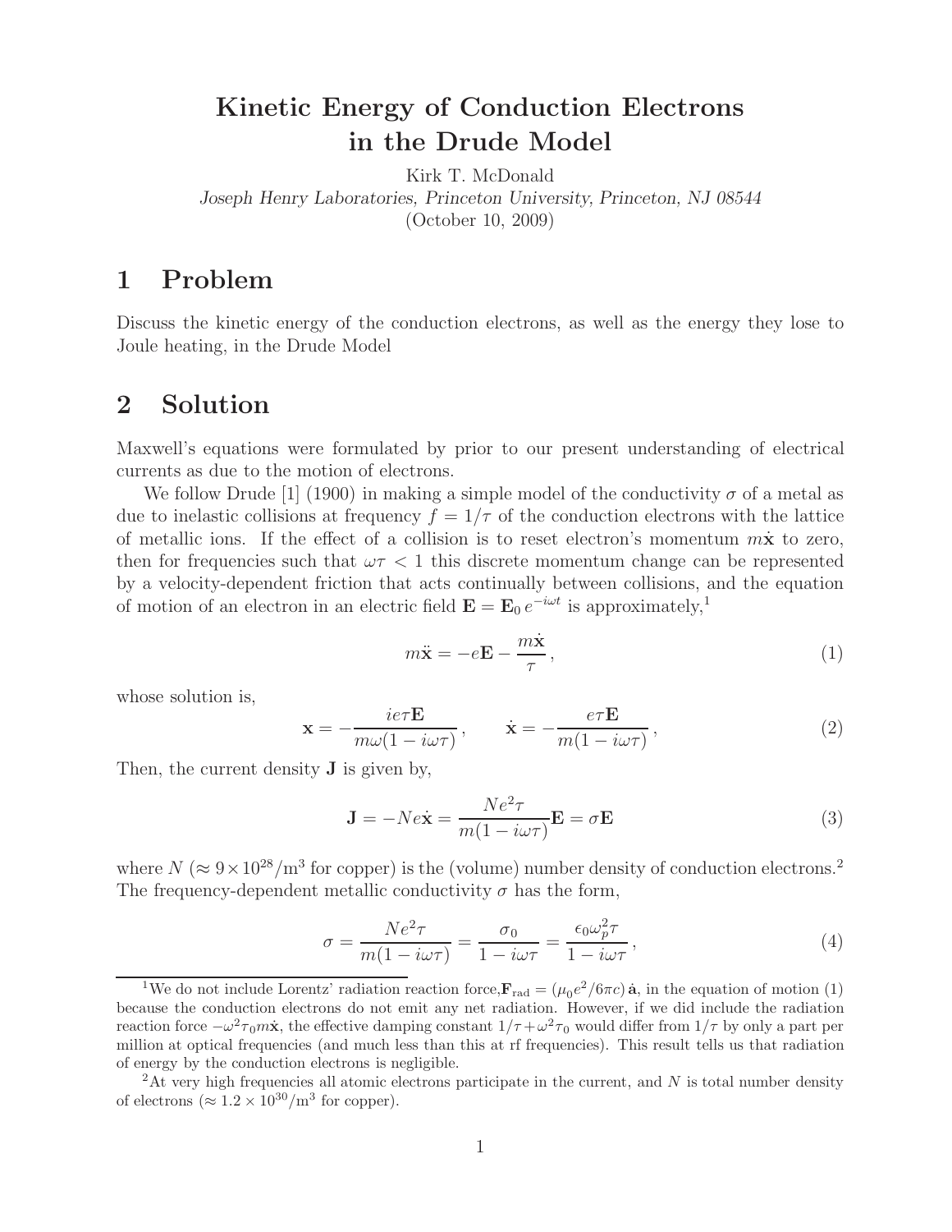# Kinetic Energy of Conduction Electrons in the Drude Model

Kirk T. McDonald

*Joseph Henry Laboratories, Princeton University, Princeton, NJ 08544*

(October 10, 2009)

## 1 Problem

Discuss the kinetic energy of the conduction electrons, as well as the energy they lose to Joule heating, in the Drude Model

## 2 Solution

Maxwell's equations were formulated by prior to our present understanding of electrical currents as due to the motion of electrons.

We follow Drude [1] (1900) in making a simple model of the conductivity $\sigma$ of a metal as due to inelastic collisions at frequency $f = 1/\tau$ of the conduction electrons with the lattice of metallic ions. If the effect of a collision is to reset electron's momentum $m\dot{\mathbf{x}}$ to zero, then for frequencies such that $\omega\tau < 1$ this discrete momentum change can be represented by a velocity-dependent friction that acts continually between collisions, and the equation of motion of an electron in an electric field $\mathbf{E} = \mathbf{E}_0\, e^{-i\omega t}$ is approximately,[1]

$$m\ddot{\mathbf{x}} = -e\mathbf{E} - \frac{m\dot{\mathbf{x}}}{\tau}\,, \tag{1}$$

whose solution is,

$$\mathbf{x} = -\frac{ie\tau\mathbf{E}}{m\omega(1 - i\omega\tau)}\,, \qquad \dot{\mathbf{x}} = -\frac{e\tau\mathbf{E}}{m(1 - i\omega\tau)}\,, \tag{2}$$

Then, the current density $\mathbf{J}$ is given by,

$$\mathbf{J} = -Ne\dot{\mathbf{x}} = \frac{Ne^2\tau}{m(1 - i\omega\tau)}\mathbf{E} = \sigma\mathbf{E} \tag{3}$$

where $N$ ($\approx 9 \times 10^{28}/\mathrm{m}^3$ for copper) is the (volume) number density of conduction electrons.[2] The frequency-dependent metallic conductivity $\sigma$ has the form,

$$\sigma = \frac{Ne^2\tau}{m(1 - i\omega\tau)} = \frac{\sigma_0}{1 - i\omega\tau} = \frac{\epsilon_0\omega_p^2\tau}{1 - i\omega\tau}\,, \tag{4}$$

---

[1] We do not include Lorentz' radiation reaction force, $\mathbf{F}_{\mathrm{rad}} = (\mu_0 e^2/6\pi c)\,\dot{\mathbf{a}}$, in the equation of motion (1) because the conduction electrons do not emit any net radiation. However, if we did include the radiation reaction force $-\omega^2\tau_0 m\dot{\mathbf{x}}$, the effective damping constant $1/\tau + \omega^2\tau_0$ would differ from $1/\tau$ by only a part per million at optical frequencies (and much less than this at rf frequencies). This result tells us that radiation of energy by the conduction electrons is negligible.

[2] At very high frequencies all atomic electrons participate in the current, and $N$ is total number density of electrons ($\approx 1.2 \times 10^{30}/\mathrm{m}^3$ for copper).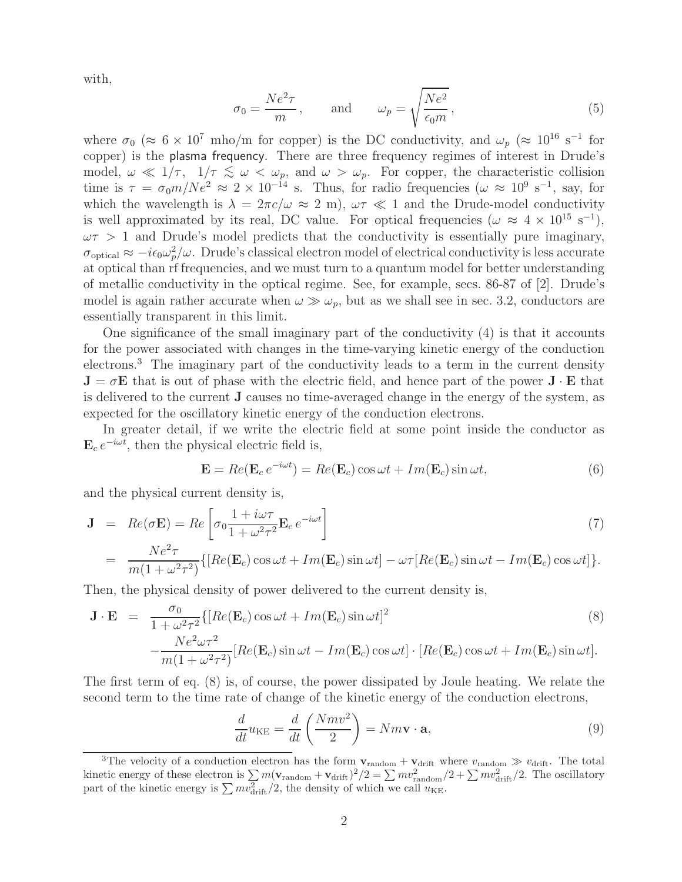with,

$$\sigma_0 = \frac{Ne^2\tau}{m}, \qquad \text{and} \qquad \omega_p = \sqrt{\frac{Ne^2}{\epsilon_0 m}}, \tag{5}$$

where $\sigma_0$ ($\approx 6 \times 10^7$ mho/m for copper) is the DC conductivity, and $\omega_p$ ($\approx 10^{16}$ s$^{-1}$ for copper) is the plasma frequency. There are three frequency regimes of interest in Drude's model, $\omega \ll 1/\tau$, $1/\tau \lesssim \omega < \omega_p$, and $\omega > \omega_p$. For copper, the characteristic collision time is $\tau = \sigma_0 m/Ne^2 \approx 2 \times 10^{-14}$ s. Thus, for radio frequencies ($\omega \approx 10^9$ s$^{-1}$, say, for which the wavelength is $\lambda = 2\pi c/\omega \approx 2$ m), $\omega\tau \ll 1$ and the Drude-model conductivity is well approximated by its real, DC value. For optical frequencies ($\omega \approx 4 \times 10^{15}$ s$^{-1}$), $\omega\tau > 1$ and Drude's model predicts that the conductivity is essentially pure imaginary, $\sigma_{\rm optical} \approx -i\epsilon_0\omega_p^2/\omega$. Drude's classical electron model of electrical conductivity is less accurate at optical than rf frequencies, and we must turn to a quantum model for better understanding of metallic conductivity in the optical regime. See, for example, secs. 86-87 of [2]. Drude's model is again rather accurate when $\omega \gg \omega_p$, but as we shall see in sec. 3.2, conductors are essentially transparent in this limit.

One significance of the small imaginary part of the conductivity (4) is that it accounts for the power associated with changes in the time-varying kinetic energy of the conduction electrons.[3] The imaginary part of the conductivity leads to a term in the current density $\mathbf{J} = \sigma\mathbf{E}$ that is out of phase with the electric field, and hence part of the power $\mathbf{J}\cdot\mathbf{E}$ that is delivered to the current $\mathbf{J}$ causes no time-averaged change in the energy of the system, as expected for the oscillatory kinetic energy of the conduction electrons.

In greater detail, if we write the electric field at some point inside the conductor as $\mathbf{E}_c\, e^{-i\omega t}$, then the physical electric field is,

$$\mathbf{E} = Re(\mathbf{E}_c\, e^{-i\omega t}) = Re(\mathbf{E}_c)\cos\omega t + Im(\mathbf{E}_c)\sin\omega t, \tag{6}$$

and the physical current density is,

$$\begin{aligned}
\mathbf{J} &= Re(\sigma\mathbf{E}) = Re\left[\sigma_0 \frac{1 + i\omega\tau}{1 + \omega^2\tau^2}\mathbf{E}_c\, e^{-i\omega t}\right] \qquad (7)\\
&= \frac{Ne^2\tau}{m(1+\omega^2\tau^2)}\{[Re(\mathbf{E}_c)\cos\omega t + Im(\mathbf{E}_c)\sin\omega t] - \omega\tau[Re(\mathbf{E}_c)\sin\omega t - Im(\mathbf{E}_c)\cos\omega t]\}.
\end{aligned}$$

Then, the physical density of power delivered to the current density is,

$$\begin{aligned}
\mathbf{J}\cdot\mathbf{E} &= \frac{\sigma_0}{1+\omega^2\tau^2}\{[Re(\mathbf{E}_c)\cos\omega t + Im(\mathbf{E}_c)\sin\omega t]^2 \qquad (8)\\
&\quad -\frac{Ne^2\omega\tau^2}{m(1+\omega^2\tau^2)}[Re(\mathbf{E}_c)\sin\omega t - Im(\mathbf{E}_c)\cos\omega t]\cdot[Re(\mathbf{E}_c)\cos\omega t + Im(\mathbf{E}_c)\sin\omega t].
\end{aligned}$$

The first term of eq. (8) is, of course, the power dissipated by Joule heating. We relate the second term to the time rate of change of the kinetic energy of the conduction electrons,

$$\frac{d}{dt}u_{\rm KE} = \frac{d}{dt}\left(\frac{Nmv^2}{2}\right) = Nm\mathbf{v}\cdot\mathbf{a}, \tag{9}$$

[3] The velocity of a conduction electron has the form $\mathbf{v}_{\rm random} + \mathbf{v}_{\rm drift}$ where $v_{\rm random} \gg v_{\rm drift}$. The total kinetic energy of these electron is $\sum m(\mathbf{v}_{\rm random} + \mathbf{v}_{\rm drift})^2/2 = \sum mv_{\rm random}^2/2 + \sum mv_{\rm drift}^2/2$. The oscillatory part of the kinetic energy is $\sum mv_{\rm drift}^2/2$, the density of which we call $u_{\rm KE}$.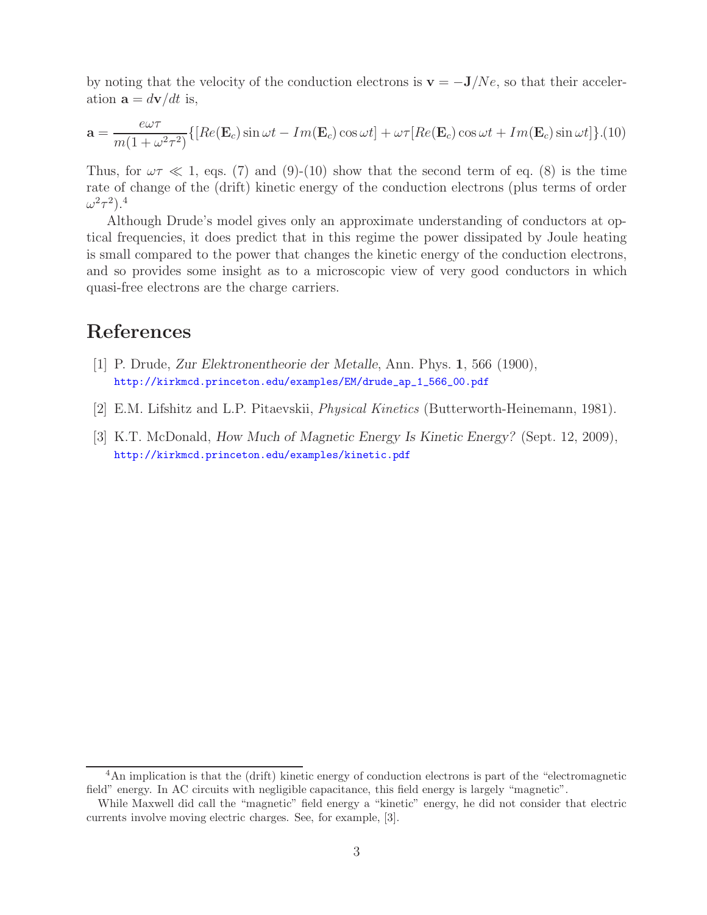by noting that the velocity of the conduction electrons is $\mathbf{v} = -\mathbf{J}/Ne$, so that their acceleration $\mathbf{a} = d\mathbf{v}/dt$ is,

$$\mathbf{a} = \frac{e\omega\tau}{m(1+\omega^2\tau^2)}\{[Re(\mathbf{E}_c)\sin\omega t - Im(\mathbf{E}_c)\cos\omega t] + \omega\tau[Re(\mathbf{E}_c)\cos\omega t + Im(\mathbf{E}_c)\sin\omega t]\}. \tag{10}$$

Thus, for $\omega\tau \ll 1$, eqs. (7) and (9)-(10) show that the second term of eq. (8) is the time rate of change of the (drift) kinetic energy of the conduction electrons (plus terms of order $\omega^2\tau^2$).[4]

Although Drude's model gives only an approximate understanding of conductors at optical frequencies, it does predict that in this regime the power dissipated by Joule heating is small compared to the power that changes the kinetic energy of the conduction electrons, and so provides some insight as to a microscopic view of very good conductors in which quasi-free electrons are the charge carriers.

# References

[1] P. Drude, *Zur Elektronentheorie der Metalle*, Ann. Phys. **1**, 566 (1900), http://kirkmcd.princeton.edu/examples/EM/drude_ap_1_566_00.pdf

[2] E.M. Lifshitz and L.P. Pitaevskii, *Physical Kinetics* (Butterworth-Heinemann, 1981).

[3] K.T. McDonald, *How Much of Magnetic Energy Is Kinetic Energy?* (Sept. 12, 2009), http://kirkmcd.princeton.edu/examples/kinetic.pdf

---

[4] An implication is that the (drift) kinetic energy of conduction electrons is part of the "electromagnetic field" energy. In AC circuits with negligible capacitance, this field energy is largely "magnetic".

While Maxwell did call the "magnetic" field energy a "kinetic" energy, he did not consider that electric currents involve moving electric charges. See, for example, [3].